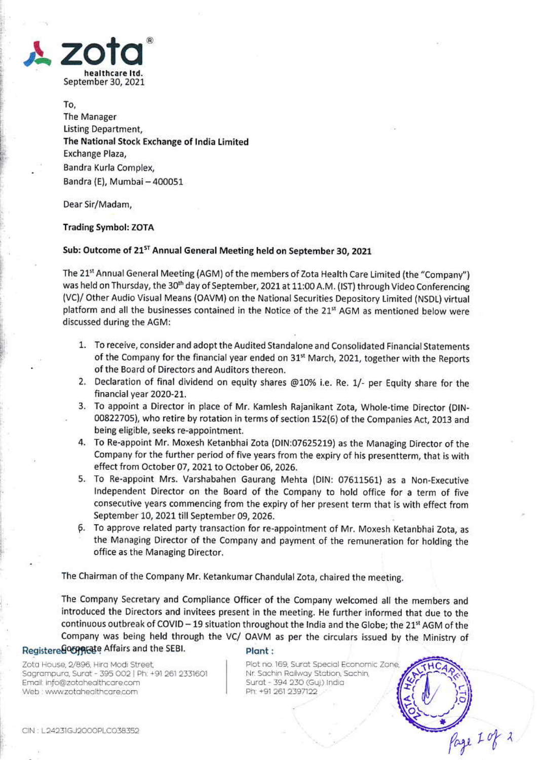zota healthcare ltd.

September 30, 2021

To,
The Manager
Listing Department,
**The National Stock Exchange of India Limited**
Exchange Plaza,
Bandra Kurla Complex,
Bandra (E), Mumbai – 400051

Dear Sir/Madam,

**Trading Symbol: ZOTA**

**Sub: Outcome of 21ST Annual General Meeting held on September 30, 2021**

The 21st Annual General Meeting (AGM) of the members of Zota Health Care Limited (the "Company") was held on Thursday, the 30th day of September, 2021 at 11:00 A.M. (IST) through Video Conferencing (VC)/ Other Audio Visual Means (OAVM) on the National Securities Depository Limited (NSDL) virtual platform and all the businesses contained in the Notice of the 21st AGM as mentioned below were discussed during the AGM:

1. To receive, consider and adopt the Audited Standalone and Consolidated Financial Statements of the Company for the financial year ended on 31st March, 2021, together with the Reports of the Board of Directors and Auditors thereon.
2. Declaration of final dividend on equity shares @10% i.e. Re. 1/- per Equity share for the financial year 2020-21.
3. To appoint a Director in place of Mr. Kamlesh Rajanikant Zota, Whole-time Director (DIN-00822705), who retire by rotation in terms of section 152(6) of the Companies Act, 2013 and being eligible, seeks re-appointment.
4. To Re-appoint Mr. Moxesh Ketanbhai Zota (DIN:07625219) as the Managing Director of the Company for the further period of five years from the expiry of his presentterm, that is with effect from October 07, 2021 to October 06, 2026.
5. To Re-appoint Mrs. Varshabahen Gaurang Mehta (DIN: 07611561) as a Non-Executive Independent Director on the Board of the Company to hold office for a term of five consecutive years commencing from the expiry of her present term that is with effect from September 10, 2021 till September 09, 2026.
6. To approve related party transaction for re-appointment of Mr. Moxesh Ketanbhai Zota, as the Managing Director of the Company and payment of the remuneration for holding the office as the Managing Director.

The Chairman of the Company Mr. Ketankumar Chandulal Zota, chaired the meeting.

The Company Secretary and Compliance Officer of the Company welcomed all the members and introduced the Directors and invitees present in the meeting. He further informed that due to the continuous outbreak of COVID – 19 situation throughout the India and the Globe; the 21st AGM of the Company was being held through the VC/ OAVM as per the circulars issued by the Ministry of Corporate Affairs and the SEBI.

**Registered Office:**
Zota House, 2/896, Hira Modi Street,
Sagrampura, Surat - 395 002 | Ph: +91 261 2331601
Email: info@zotahealthcare.com
Web : www.zotahealthcare.com

**Plant :**
Plot no. 169, Surat Special Economic Zone,
Nr. Sachin Railway Station, Sachin,
Surat - 394 230 (Guj.) India
Ph: +91 261 2397122

CIN : L24231GJ2000PLC038352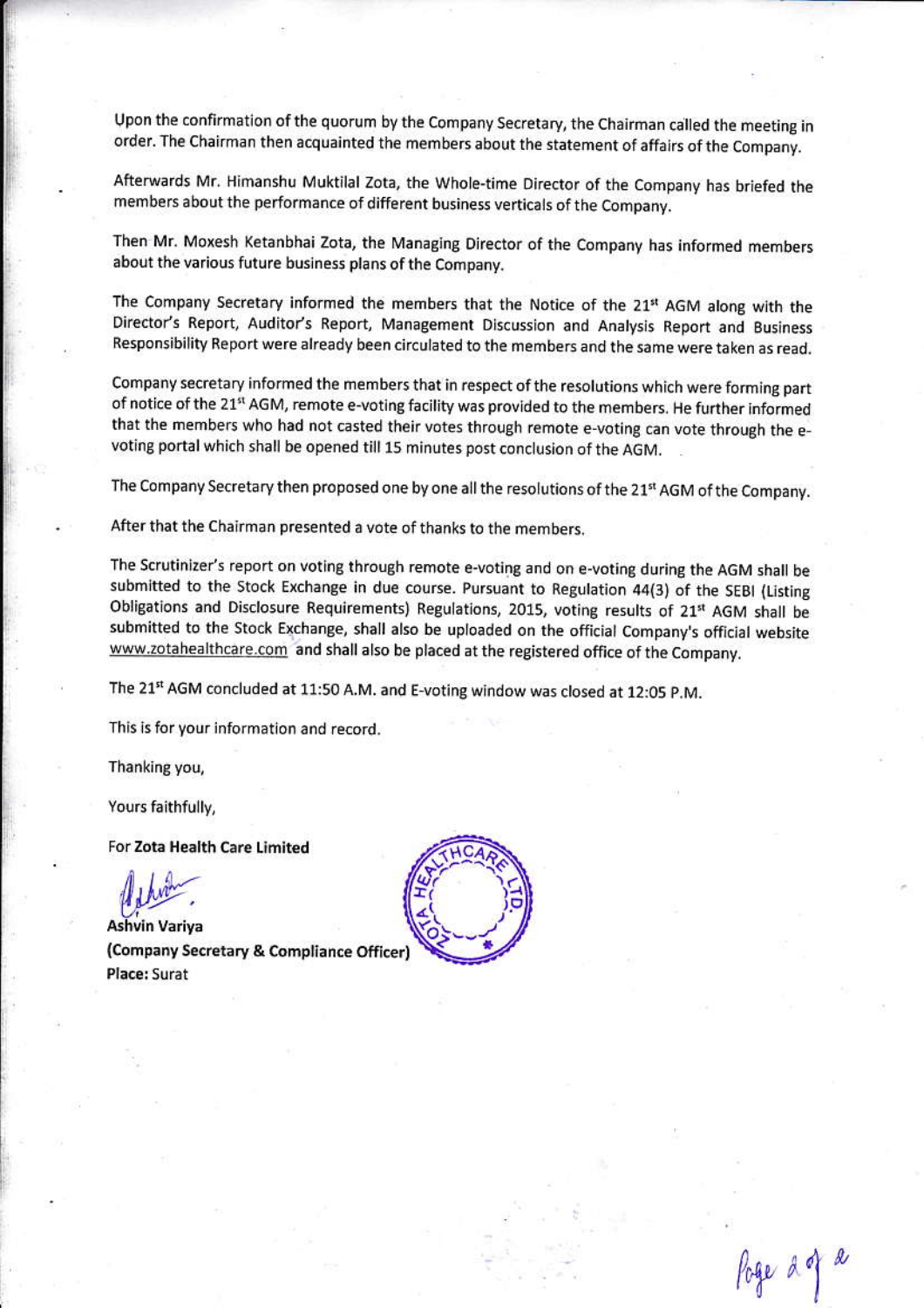Upon the confirmation of the quorum by the Company Secretary, the Chairman called the meeting in order. The Chairman then acquainted the members about the statement of affairs of the Company.

Afterwards Mr. Himanshu Muktilal Zota, the Whole-time Director of the Company has briefed the members about the performance of different business verticals of the Company.

Then Mr. Moxesh Ketanbhai Zota, the Managing Director of the Company has informed members about the various future business plans of the Company.

The Company Secretary informed the members that the Notice of the 21st AGM along with the Director's Report, Auditor's Report, Management Discussion and Analysis Report and Business Responsibility Report were already been circulated to the members and the same were taken as read.

Company secretary informed the members that in respect of the resolutions which were forming part of notice of the 21st AGM, remote e-voting facility was provided to the members. He further informed that the members who had not casted their votes through remote e-voting can vote through the e-voting portal which shall be opened till 15 minutes post conclusion of the AGM.

The Company Secretary then proposed one by one all the resolutions of the 21st AGM of the Company.

After that the Chairman presented a vote of thanks to the members.

The Scrutinizer's report on voting through remote e-voting and on e-voting during the AGM shall be submitted to the Stock Exchange in due course. Pursuant to Regulation 44(3) of the SEBI (Listing Obligations and Disclosure Requirements) Regulations, 2015, voting results of 21st AGM shall be submitted to the Stock Exchange, shall also be uploaded on the official Company's official website www.zotahealthcare.com and shall also be placed at the registered office of the Company.

The 21st AGM concluded at 11:50 A.M. and E-voting window was closed at 12:05 P.M.

This is for your information and record.

Thanking you,

Yours faithfully,

For **Zota Health Care Limited**

**Ashvin Variya**
**(Company Secretary & Compliance Officer)**
**Place:** Surat